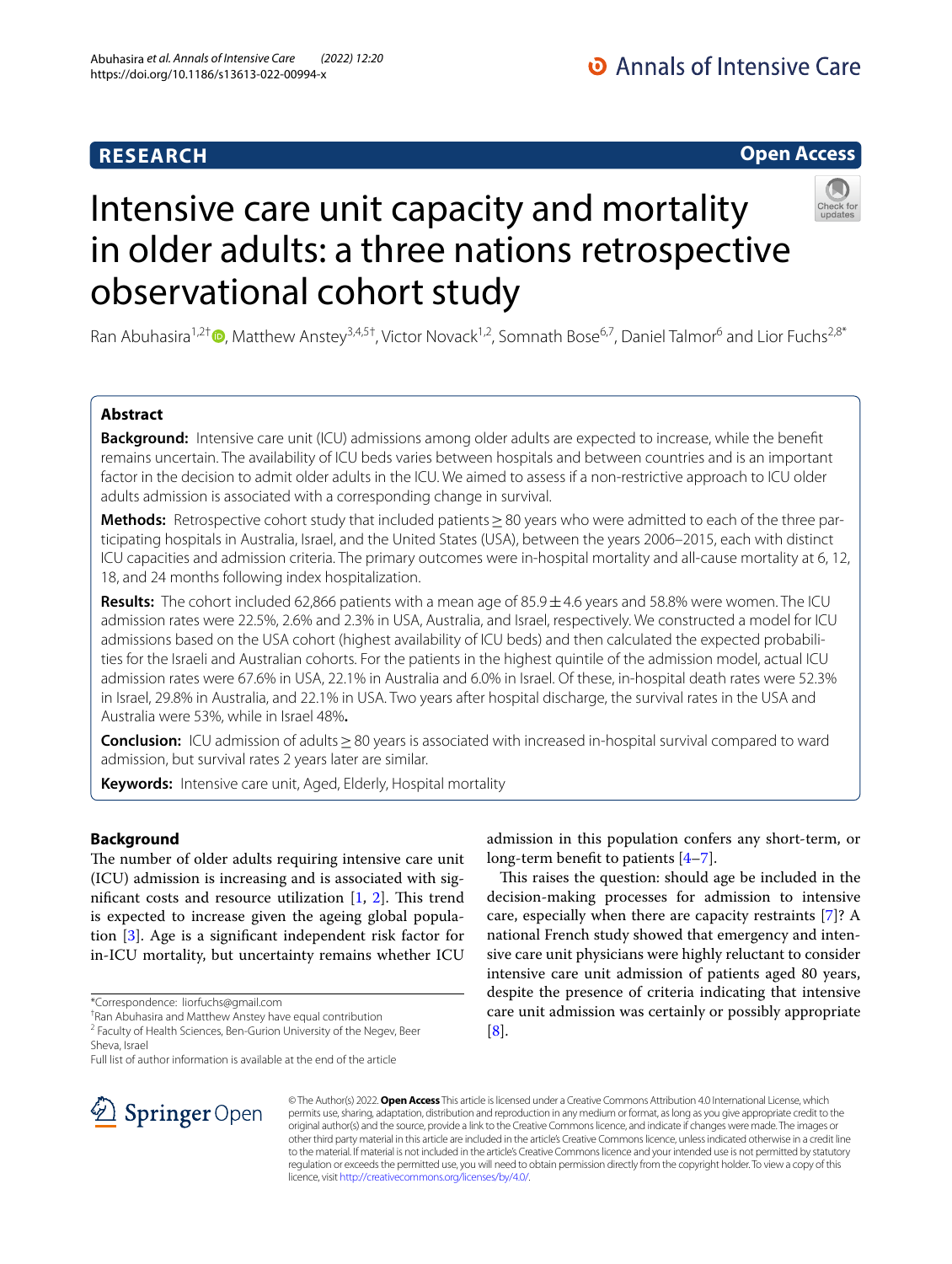RESEARCH

Open Access

# Intensive care unit capacity and mortality in older adults: a three nations retrospective observational cohort study

Ran Abuhasira[1,2†], Matthew Anstey[3,4,5†], Victor Novack[1,2], Somnath Bose[6,7], Daniel Talmor[6] and Lior Fuchs[2,8*]

## Abstract

**Background:** Intensive care unit (ICU) admissions among older adults are expected to increase, while the benefit remains uncertain. The availability of ICU beds varies between hospitals and between countries and is an important factor in the decision to admit older adults in the ICU. We aimed to assess if a non-restrictive approach to ICU older adults admission is associated with a corresponding change in survival.

**Methods:** Retrospective cohort study that included patients ≥ 80 years who were admitted to each of the three participating hospitals in Australia, Israel, and the United States (USA), between the years 2006–2015, each with distinct ICU capacities and admission criteria. The primary outcomes were in-hospital mortality and all-cause mortality at 6, 12, 18, and 24 months following index hospitalization.

**Results:** The cohort included 62,866 patients with a mean age of 85.9 ± 4.6 years and 58.8% were women. The ICU admission rates were 22.5%, 2.6% and 2.3% in USA, Australia, and Israel, respectively. We constructed a model for ICU admissions based on the USA cohort (highest availability of ICU beds) and then calculated the expected probabilities for the Israeli and Australian cohorts. For the patients in the highest quintile of the admission model, actual ICU admission rates were 67.6% in USA, 22.1% in Australia and 6.0% in Israel. Of these, in-hospital death rates were 52.3% in Israel, 29.8% in Australia, and 22.1% in USA. Two years after hospital discharge, the survival rates in the USA and Australia were 53%, while in Israel 48%**.**

**Conclusion:** ICU admission of adults ≥ 80 years is associated with increased in-hospital survival compared to ward admission, but survival rates 2 years later are similar.

**Keywords:** Intensive care unit, Aged, Elderly, Hospital mortality

## Background

The number of older adults requiring intensive care unit (ICU) admission is increasing and is associated with significant costs and resource utilization [1, 2]. This trend is expected to increase given the ageing global population [3]. Age is a significant independent risk factor for in-ICU mortality, but uncertainty remains whether ICU admission in this population confers any short-term, or long-term benefit to patients [4–7].

This raises the question: should age be included in the decision-making processes for admission to intensive care, especially when there are capacity restraints [7]? A national French study showed that emergency and intensive care unit physicians were highly reluctant to consider intensive care unit admission of patients aged 80 years, despite the presence of criteria indicating that intensive care unit admission was certainly or possibly appropriate [8].

*Correspondence: liorfuchs@gmail.com

†Ran Abuhasira and Matthew Anstey have equal contribution

[2] Faculty of Health Sciences, Ben-Gurion University of the Negev, Beer Sheva, Israel

Full list of author information is available at the end of the article

© The Author(s) 2022. **Open Access** This article is licensed under a Creative Commons Attribution 4.0 International License, which permits use, sharing, adaptation, distribution and reproduction in any medium or format, as long as you give appropriate credit to the original author(s) and the source, provide a link to the Creative Commons licence, and indicate if changes were made. The images or other third party material in this article are included in the article's Creative Commons licence, unless indicated otherwise in a credit line to the material. If material is not included in the article's Creative Commons licence and your intended use is not permitted by statutory regulation or exceeds the permitted use, you will need to obtain permission directly from the copyright holder. To view a copy of this licence, visit http://creativecommons.org/licenses/by/4.0/.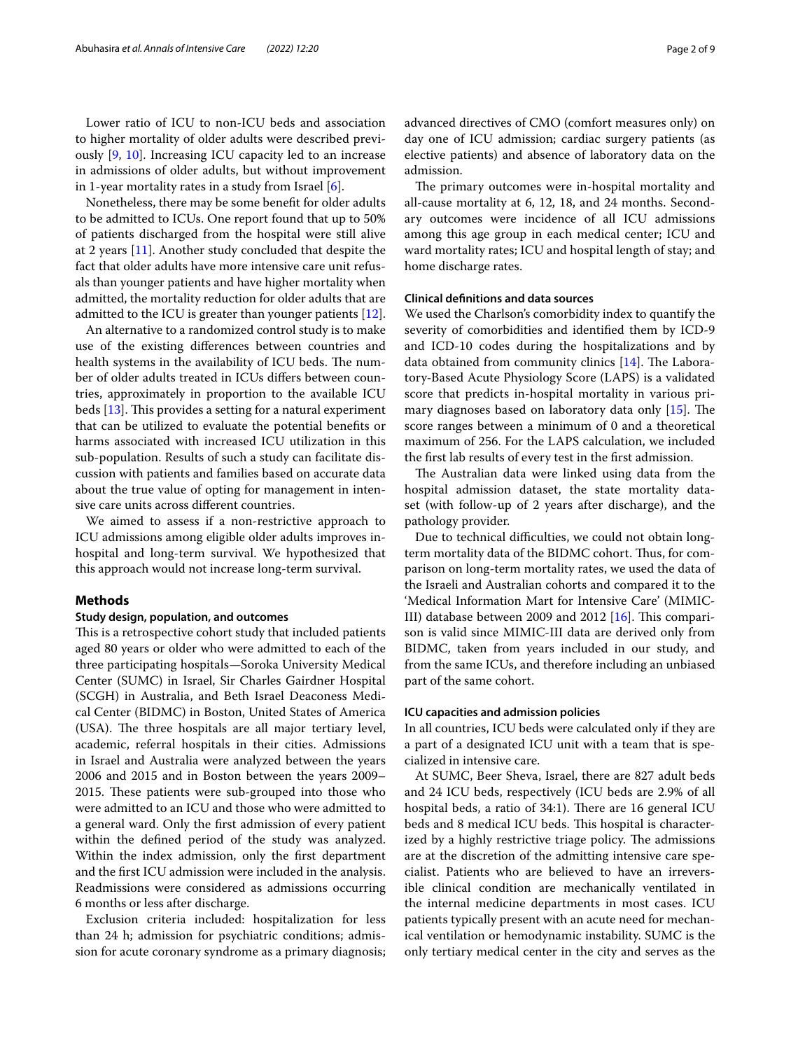Lower ratio of ICU to non-ICU beds and association to higher mortality of older adults were described previously [9, 10]. Increasing ICU capacity led to an increase in admissions of older adults, but without improvement in 1-year mortality rates in a study from Israel [6].

Nonetheless, there may be some benefit for older adults to be admitted to ICUs. One report found that up to 50% of patients discharged from the hospital were still alive at 2 years [11]. Another study concluded that despite the fact that older adults have more intensive care unit refusals than younger patients and have higher mortality when admitted, the mortality reduction for older adults that are admitted to the ICU is greater than younger patients [12].

An alternative to a randomized control study is to make use of the existing differences between countries and health systems in the availability of ICU beds. The number of older adults treated in ICUs differs between countries, approximately in proportion to the available ICU beds [13]. This provides a setting for a natural experiment that can be utilized to evaluate the potential benefits or harms associated with increased ICU utilization in this sub-population. Results of such a study can facilitate discussion with patients and families based on accurate data about the true value of opting for management in intensive care units across different countries.

We aimed to assess if a non-restrictive approach to ICU admissions among eligible older adults improves in-hospital and long-term survival. We hypothesized that this approach would not increase long-term survival.

## Methods

### Study design, population, and outcomes

This is a retrospective cohort study that included patients aged 80 years or older who were admitted to each of the three participating hospitals—Soroka University Medical Center (SUMC) in Israel, Sir Charles Gairdner Hospital (SCGH) in Australia, and Beth Israel Deaconess Medical Center (BIDMC) in Boston, United States of America (USA). The three hospitals are all major tertiary level, academic, referral hospitals in their cities. Admissions in Israel and Australia were analyzed between the years 2006 and 2015 and in Boston between the years 2009–2015. These patients were sub-grouped into those who were admitted to an ICU and those who were admitted to a general ward. Only the first admission of every patient within the defined period of the study was analyzed. Within the index admission, only the first department and the first ICU admission were included in the analysis. Readmissions were considered as admissions occurring 6 months or less after discharge.

Exclusion criteria included: hospitalization for less than 24 h; admission for psychiatric conditions; admission for acute coronary syndrome as a primary diagnosis; advanced directives of CMO (comfort measures only) on day one of ICU admission; cardiac surgery patients (as elective patients) and absence of laboratory data on the admission.

The primary outcomes were in-hospital mortality and all-cause mortality at 6, 12, 18, and 24 months. Secondary outcomes were incidence of all ICU admissions among this age group in each medical center; ICU and ward mortality rates; ICU and hospital length of stay; and home discharge rates.

### Clinical definitions and data sources

We used the Charlson's comorbidity index to quantify the severity of comorbidities and identified them by ICD-9 and ICD-10 codes during the hospitalizations and by data obtained from community clinics [14]. The Laboratory-Based Acute Physiology Score (LAPS) is a validated score that predicts in-hospital mortality in various primary diagnoses based on laboratory data only [15]. The score ranges between a minimum of 0 and a theoretical maximum of 256. For the LAPS calculation, we included the first lab results of every test in the first admission.

The Australian data were linked using data from the hospital admission dataset, the state mortality dataset (with follow-up of 2 years after discharge), and the pathology provider.

Due to technical difficulties, we could not obtain long-term mortality data of the BIDMC cohort. Thus, for comparison on long-term mortality rates, we used the data of the Israeli and Australian cohorts and compared it to the 'Medical Information Mart for Intensive Care' (MIMIC-III) database between 2009 and 2012 [16]. This comparison is valid since MIMIC-III data are derived only from BIDMC, taken from years included in our study, and from the same ICUs, and therefore including an unbiased part of the same cohort.

### ICU capacities and admission policies

In all countries, ICU beds were calculated only if they are a part of a designated ICU unit with a team that is specialized in intensive care.

At SUMC, Beer Sheva, Israel, there are 827 adult beds and 24 ICU beds, respectively (ICU beds are 2.9% of all hospital beds, a ratio of 34:1). There are 16 general ICU beds and 8 medical ICU beds. This hospital is characterized by a highly restrictive triage policy. The admissions are at the discretion of the admitting intensive care specialist. Patients who are believed to have an irreversible clinical condition are mechanically ventilated in the internal medicine departments in most cases. ICU patients typically present with an acute need for mechanical ventilation or hemodynamic instability. SUMC is the only tertiary medical center in the city and serves as the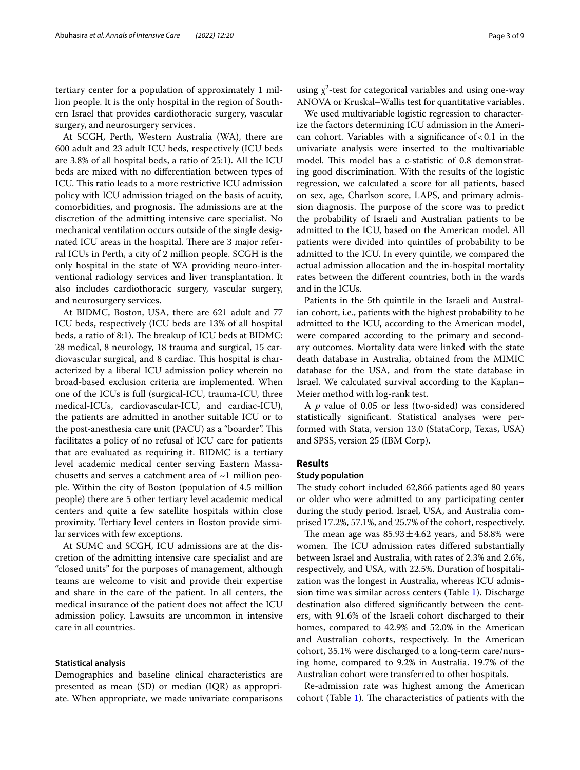tertiary center for a population of approximately 1 million people. It is the only hospital in the region of Southern Israel that provides cardiothoracic surgery, vascular surgery, and neurosurgery services.

At SCGH, Perth, Western Australia (WA), there are 600 adult and 23 adult ICU beds, respectively (ICU beds are 3.8% of all hospital beds, a ratio of 25:1). All the ICU beds are mixed with no differentiation between types of ICU. This ratio leads to a more restrictive ICU admission policy with ICU admission triaged on the basis of acuity, comorbidities, and prognosis. The admissions are at the discretion of the admitting intensive care specialist. No mechanical ventilation occurs outside of the single designated ICU areas in the hospital. There are 3 major referral ICUs in Perth, a city of 2 million people. SCGH is the only hospital in the state of WA providing neuro-interventional radiology services and liver transplantation. It also includes cardiothoracic surgery, vascular surgery, and neurosurgery services.

At BIDMC, Boston, USA, there are 621 adult and 77 ICU beds, respectively (ICU beds are 13% of all hospital beds, a ratio of 8:1). The breakup of ICU beds at BIDMC: 28 medical, 8 neurology, 18 trauma and surgical, 15 cardiovascular surgical, and 8 cardiac. This hospital is characterized by a liberal ICU admission policy wherein no broad-based exclusion criteria are implemented. When one of the ICUs is full (surgical-ICU, trauma-ICU, three medical-ICUs, cardiovascular-ICU, and cardiac-ICU), the patients are admitted in another suitable ICU or to the post-anesthesia care unit (PACU) as a "boarder". This facilitates a policy of no refusal of ICU care for patients that are evaluated as requiring it. BIDMC is a tertiary level academic medical center serving Eastern Massachusetts and serves a catchment area of ~1 million people. Within the city of Boston (population of 4.5 million people) there are 5 other tertiary level academic medical centers and quite a few satellite hospitals within close proximity. Tertiary level centers in Boston provide similar services with few exceptions.

At SUMC and SCGH, ICU admissions are at the discretion of the admitting intensive care specialist and are "closed units" for the purposes of management, although teams are welcome to visit and provide their expertise and share in the care of the patient. In all centers, the medical insurance of the patient does not affect the ICU admission policy. Lawsuits are uncommon in intensive care in all countries.

### Statistical analysis

Demographics and baseline clinical characteristics are presented as mean (SD) or median (IQR) as appropriate. When appropriate, we made univariate comparisons using $\chi^2$-test for categorical variables and using one-way ANOVA or Kruskal–Wallis test for quantitative variables.

We used multivariable logistic regression to characterize the factors determining ICU admission in the American cohort. Variables with a significance of < 0.1 in the univariate analysis were inserted to the multivariable model. This model has a c-statistic of 0.8 demonstrating good discrimination. With the results of the logistic regression, we calculated a score for all patients, based on sex, age, Charlson score, LAPS, and primary admission diagnosis. The purpose of the score was to predict the probability of Israeli and Australian patients to be admitted to the ICU, based on the American model. All patients were divided into quintiles of probability to be admitted to the ICU. In every quintile, we compared the actual admission allocation and the in-hospital mortality rates between the different countries, both in the wards and in the ICUs.

Patients in the 5th quintile in the Israeli and Australian cohort, i.e., patients with the highest probability to be admitted to the ICU, according to the American model, were compared according to the primary and secondary outcomes. Mortality data were linked with the state death database in Australia, obtained from the MIMIC database for the USA, and from the state database in Israel. We calculated survival according to the Kaplan–Meier method with log-rank test.

A *p* value of 0.05 or less (two-sided) was considered statistically significant. Statistical analyses were performed with Stata, version 13.0 (StataCorp, Texas, USA) and SPSS, version 25 (IBM Corp).

## Results

### Study population

The study cohort included 62,866 patients aged 80 years or older who were admitted to any participating center during the study period. Israel, USA, and Australia comprised 17.2%, 57.1%, and 25.7% of the cohort, respectively.

The mean age was $85.93 \pm 4.62$ years, and 58.8% were women. The ICU admission rates differed substantially between Israel and Australia, with rates of 2.3% and 2.6%, respectively, and USA, with 22.5%. Duration of hospitalization was the longest in Australia, whereas ICU admission time was similar across centers (Table 1). Discharge destination also differed significantly between the centers, with 91.6% of the Israeli cohort discharged to their homes, compared to 42.9% and 52.0% in the American and Australian cohorts, respectively. In the American cohort, 35.1% were discharged to a long-term care/nursing home, compared to 9.2% in Australia. 19.7% of the Australian cohort were transferred to other hospitals.

Re-admission rate was highest among the American cohort (Table 1). The characteristics of patients with the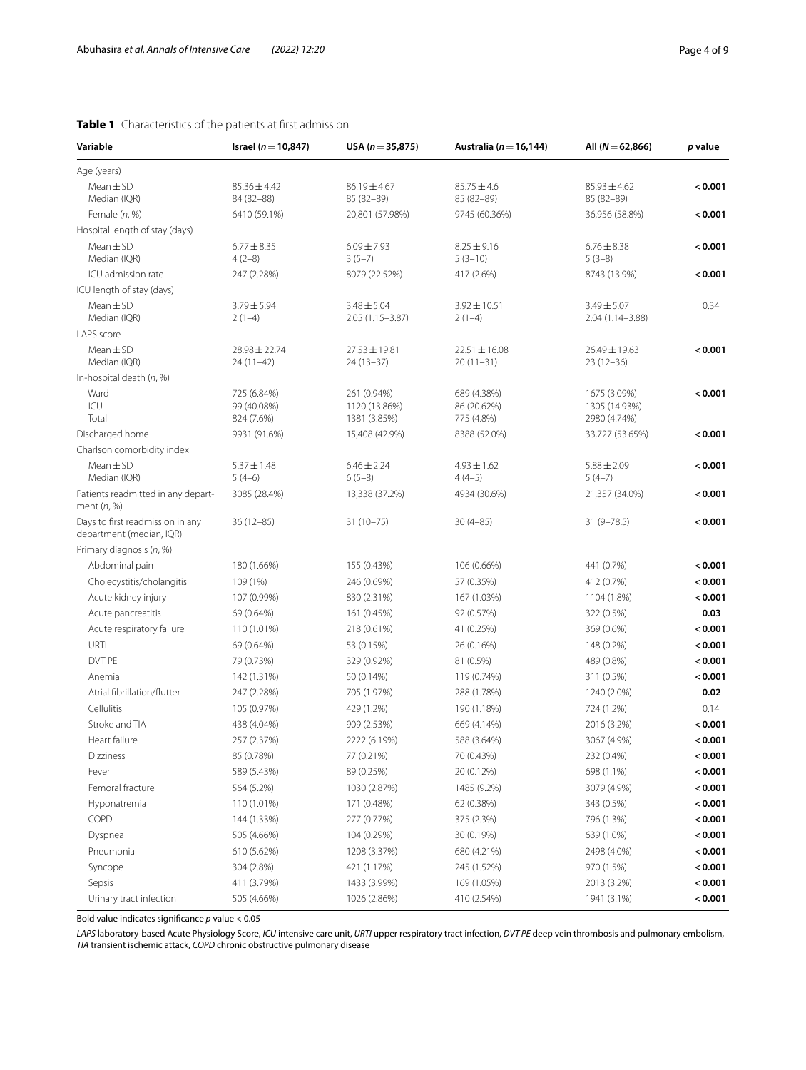**Table 1** Characteristics of the patients at first admission

| Variable | Israel (*n* = 10,847) | USA (*n* = 35,875) | Australia (*n* = 16,144) | All (*N* = 62,866) | *p* value |
|---|---|---|---|---|---|
| Age (years) | | | | | |
| Mean ± SD<br>Median (IQR) | 85.36 ± 4.42<br>84 (82–88) | 86.19 ± 4.67<br>85 (82–89) | 85.75 ± 4.6<br>85 (82–89) | 85.93 ± 4.62<br>85 (82–89) | **< 0.001** |
| Female (*n*, %) | 6410 (59.1%) | 20,801 (57.98%) | 9745 (60.36%) | 36,956 (58.8%) | **< 0.001** |
| Hospital length of stay (days) | | | | | |
| Mean ± SD<br>Median (IQR) | 6.77 ± 8.35<br>4 (2–8) | 6.09 ± 7.93<br>3 (5–7) | 8.25 ± 9.16<br>5 (3–10) | 6.76 ± 8.38<br>5 (3–8) | **< 0.001** |
| ICU admission rate | 247 (2.28%) | 8079 (22.52%) | 417 (2.6%) | 8743 (13.9%) | **< 0.001** |
| ICU length of stay (days) | | | | | |
| Mean ± SD<br>Median (IQR) | 3.79 ± 5.94<br>2 (1–4) | 3.48 ± 5.04<br>2.05 (1.15–3.87) | 3.92 ± 10.51<br>2 (1–4) | 3.49 ± 5.07<br>2.04 (1.14–3.88) | 0.34 |
| LAPS score | | | | | |
| Mean ± SD<br>Median (IQR) | 28.98 ± 22.74<br>24 (11–42) | 27.53 ± 19.81<br>24 (13–37) | 22.51 ± 16.08<br>20 (11–31) | 26.49 ± 19.63<br>23 (12–36) | **< 0.001** |
| In-hospital death (*n*, %) | | | | | |
| Ward<br>ICU<br>Total | 725 (6.84%)<br>99 (40.08%)<br>824 (7.6%) | 261 (0.94%)<br>1120 (13.86%)<br>1381 (3.85%) | 689 (4.38%)<br>86 (20.62%)<br>775 (4.8%) | 1675 (3.09%)<br>1305 (14.93%)<br>2980 (4.74%) | **< 0.001** |
| Discharged home | 9931 (91.6%) | 15,408 (42.9%) | 8388 (52.0%) | 33,727 (53.65%) | **< 0.001** |
| Charlson comorbidity index | | | | | |
| Mean ± SD<br>Median (IQR) | 5.37 ± 1.48<br>5 (4–6) | 6.46 ± 2.24<br>6 (5–8) | 4.93 ± 1.62<br>4 (4–5) | 5.88 ± 2.09<br>5 (4–7) | **< 0.001** |
| Patients readmitted in any department (*n*, %) | 3085 (28.4%) | 13,338 (37.2%) | 4934 (30.6%) | 21,357 (34.0%) | **< 0.001** |
| Days to first readmission in any department (median, IQR) | 36 (12–85) | 31 (10–75) | 30 (4–85) | 31 (9–78.5) | **< 0.001** |
| Primary diagnosis (*n*, %) | | | | | |
| Abdominal pain | 180 (1.66%) | 155 (0.43%) | 106 (0.66%) | 441 (0.7%) | **< 0.001** |
| Cholecystitis/cholangitis | 109 (1%) | 246 (0.69%) | 57 (0.35%) | 412 (0.7%) | **< 0.001** |
| Acute kidney injury | 107 (0.99%) | 830 (2.31%) | 167 (1.03%) | 1104 (1.8%) | **< 0.001** |
| Acute pancreatitis | 69 (0.64%) | 161 (0.45%) | 92 (0.57%) | 322 (0.5%) | **0.03** |
| Acute respiratory failure | 110 (1.01%) | 218 (0.61%) | 41 (0.25%) | 369 (0.6%) | **< 0.001** |
| URTI | 69 (0.64%) | 53 (0.15%) | 26 (0.16%) | 148 (0.2%) | **< 0.001** |
| DVT PE | 79 (0.73%) | 329 (0.92%) | 81 (0.5%) | 489 (0.8%) | **< 0.001** |
| Anemia | 142 (1.31%) | 50 (0.14%) | 119 (0.74%) | 311 (0.5%) | **< 0.001** |
| Atrial fibrillation/flutter | 247 (2.28%) | 705 (1.97%) | 288 (1.78%) | 1240 (2.0%) | **0.02** |
| Cellulitis | 105 (0.97%) | 429 (1.2%) | 190 (1.18%) | 724 (1.2%) | 0.14 |
| Stroke and TIA | 438 (4.04%) | 909 (2.53%) | 669 (4.14%) | 2016 (3.2%) | **< 0.001** |
| Heart failure | 257 (2.37%) | 2222 (6.19%) | 588 (3.64%) | 3067 (4.9%) | **< 0.001** |
| Dizziness | 85 (0.78%) | 77 (0.21%) | 70 (0.43%) | 232 (0.4%) | **< 0.001** |
| Fever | 589 (5.43%) | 89 (0.25%) | 20 (0.12%) | 698 (1.1%) | **< 0.001** |
| Femoral fracture | 564 (5.2%) | 1030 (2.87%) | 1485 (9.2%) | 3079 (4.9%) | **< 0.001** |
| Hyponatremia | 110 (1.01%) | 171 (0.48%) | 62 (0.38%) | 343 (0.5%) | **< 0.001** |
| COPD | 144 (1.33%) | 277 (0.77%) | 375 (2.3%) | 796 (1.3%) | **< 0.001** |
| Dyspnea | 505 (4.66%) | 104 (0.29%) | 30 (0.19%) | 639 (1.0%) | **< 0.001** |
| Pneumonia | 610 (5.62%) | 1208 (3.37%) | 680 (4.21%) | 2498 (4.0%) | **< 0.001** |
| Syncope | 304 (2.8%) | 421 (1.17%) | 245 (1.52%) | 970 (1.5%) | **< 0.001** |
| Sepsis | 411 (3.79%) | 1433 (3.99%) | 169 (1.05%) | 2013 (3.2%) | **< 0.001** |
| Urinary tract infection | 505 (4.66%) | 1026 (2.86%) | 410 (2.54%) | 1941 (3.1%) | **< 0.001** |

Bold value indicates significance *p* value < 0.05

*LAPS* laboratory-based Acute Physiology Score, *ICU* intensive care unit, *URTI* upper respiratory tract infection, *DVT PE* deep vein thrombosis and pulmonary embolism, *TIA* transient ischemic attack, *COPD* chronic obstructive pulmonary disease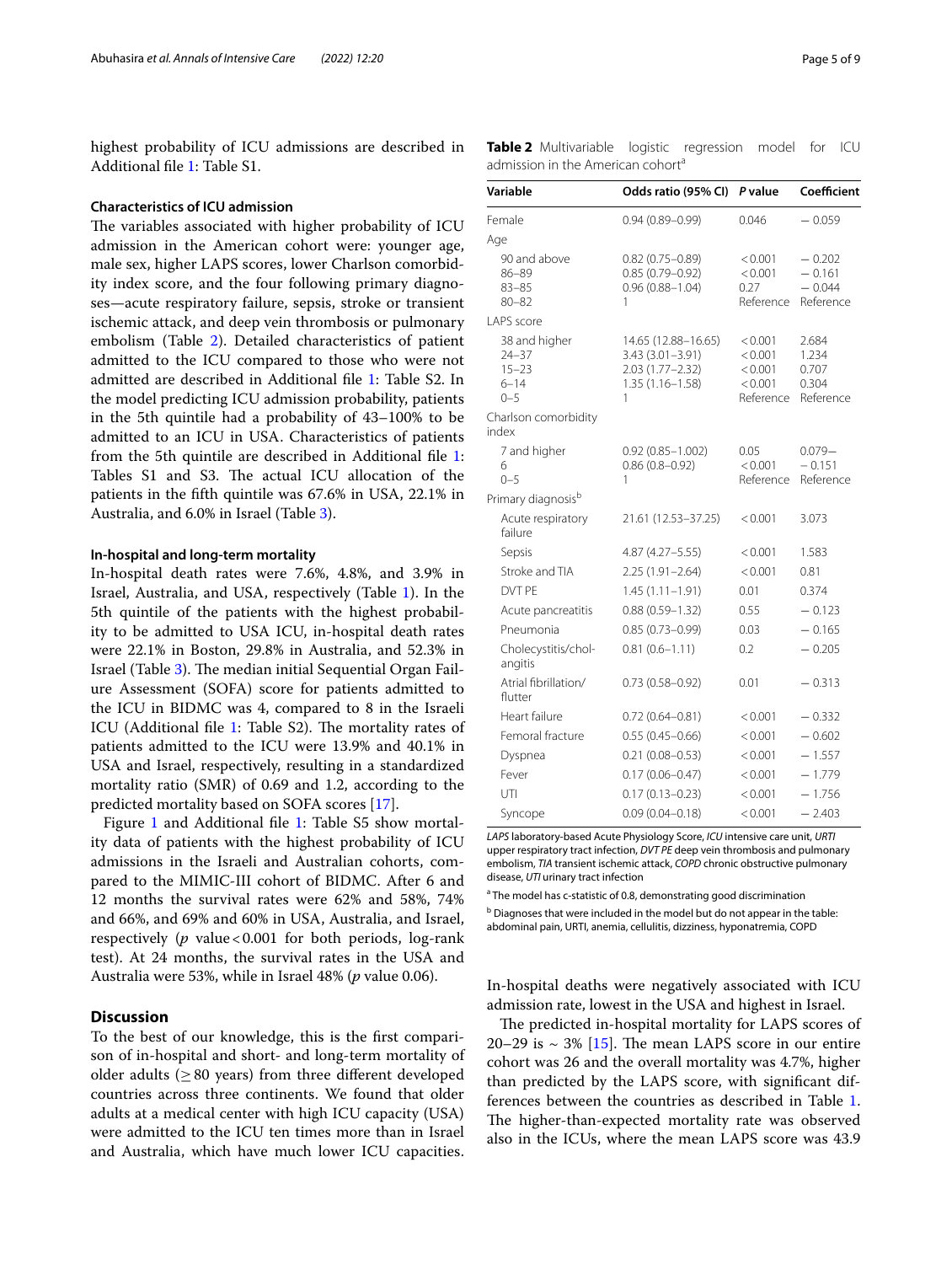highest probability of ICU admissions are described in Additional file 1: Table S1.

### Characteristics of ICU admission

The variables associated with higher probability of ICU admission in the American cohort were: younger age, male sex, higher LAPS scores, lower Charlson comorbidity index score, and the four following primary diagnoses—acute respiratory failure, sepsis, stroke or transient ischemic attack, and deep vein thrombosis or pulmonary embolism (Table 2). Detailed characteristics of patient admitted to the ICU compared to those who were not admitted are described in Additional file 1: Table S2. In the model predicting ICU admission probability, patients in the 5th quintile had a probability of 43–100% to be admitted to an ICU in USA. Characteristics of patients from the 5th quintile are described in Additional file 1: Tables S1 and S3. The actual ICU allocation of the patients in the fifth quintile was 67.6% in USA, 22.1% in Australia, and 6.0% in Israel (Table 3).

### In-hospital and long-term mortality

In-hospital death rates were 7.6%, 4.8%, and 3.9% in Israel, Australia, and USA, respectively (Table 1). In the 5th quintile of the patients with the highest probability to be admitted to USA ICU, in-hospital death rates were 22.1% in Boston, 29.8% in Australia, and 52.3% in Israel (Table 3). The median initial Sequential Organ Failure Assessment (SOFA) score for patients admitted to the ICU in BIDMC was 4, compared to 8 in the Israeli ICU (Additional file 1: Table S2). The mortality rates of patients admitted to the ICU were 13.9% and 40.1% in USA and Israel, respectively, resulting in a standardized mortality ratio (SMR) of 0.69 and 1.2, according to the predicted mortality based on SOFA scores [17].

Figure 1 and Additional file 1: Table S5 show mortality data of patients with the highest probability of ICU admissions in the Israeli and Australian cohorts, compared to the MIMIC-III cohort of BIDMC. After 6 and 12 months the survival rates were 62% and 58%, 74% and 66%, and 69% and 60% in USA, Australia, and Israel, respectively ($p$ value < 0.001 for both periods, log-rank test). At 24 months, the survival rates in the USA and Australia were 53%, while in Israel 48% ($p$ value 0.06).

## Discussion

To the best of our knowledge, this is the first comparison of in-hospital and short- and long-term mortality of older adults (≥ 80 years) from three different developed countries across three continents. We found that older adults at a medical center with high ICU capacity (USA) were admitted to the ICU ten times more than in Israel and Australia, which have much lower ICU capacities. In-hospital deaths were negatively associated with ICU admission rate, lowest in the USA and highest in Israel.

The predicted in-hospital mortality for LAPS scores of 20–29 is ~ 3% [15]. The mean LAPS score in our entire cohort was 26 and the overall mortality was 4.7%, higher than predicted by the LAPS score, with significant differences between the countries as described in Table 1. The higher-than-expected mortality rate was observed also in the ICUs, where the mean LAPS score was 43.9

**Table 2** Multivariable logistic regression model for ICU admission in the American cohort[a]

| Variable | Odds ratio (95% CI) | *P* value | Coefficient |
|---|---|---|---|
| Female | 0.94 (0.89–0.99) | 0.046 | − 0.059 |
| Age | | | |
| 90 and above | 0.82 (0.75–0.89) | < 0.001 | − 0.202 |
| 86–89 | 0.85 (0.79–0.92) | < 0.001 | − 0.161 |
| 83–85 | 0.96 (0.88–1.04) | 0.27 | − 0.044 |
| 80–82 | 1 | Reference | Reference |
| LAPS score | | | |
| 38 and higher | 14.65 (12.88–16.65) | < 0.001 | 2.684 |
| 24–37 | 3.43 (3.01–3.91) | < 0.001 | 1.234 |
| 15–23 | 2.03 (1.77–2.32) | < 0.001 | 0.707 |
| 6–14 | 1.35 (1.16–1.58) | < 0.001 | 0.304 |
| 0–5 | 1 | Reference | Reference |
| Charlson comorbidity index | | | |
| 7 and higher | 0.92 (0.85–1.002) | 0.05 | 0.079− |
| 6 | 0.86 (0.8–0.92) | < 0.001 | − 0.151 |
| 0–5 | 1 | Reference | Reference |
| Primary diagnosis[b] | | | |
| Acute respiratory failure | 21.61 (12.53–37.25) | < 0.001 | 3.073 |
| Sepsis | 4.87 (4.27–5.55) | < 0.001 | 1.583 |
| Stroke and TIA | 2.25 (1.91–2.64) | < 0.001 | 0.81 |
| DVT PE | 1.45 (1.11–1.91) | 0.01 | 0.374 |
| Acute pancreatitis | 0.88 (0.59–1.32) | 0.55 | − 0.123 |
| Pneumonia | 0.85 (0.73–0.99) | 0.03 | − 0.165 |
| Cholecystitis/cholangitis | 0.81 (0.6–1.11) | 0.2 | − 0.205 |
| Atrial fibrillation/flutter | 0.73 (0.58–0.92) | 0.01 | − 0.313 |
| Heart failure | 0.72 (0.64–0.81) | < 0.001 | − 0.332 |
| Femoral fracture | 0.55 (0.45–0.66) | < 0.001 | − 0.602 |
| Dyspnea | 0.21 (0.08–0.53) | < 0.001 | − 1.557 |
| Fever | 0.17 (0.06–0.47) | < 0.001 | − 1.779 |
| UTI | 0.17 (0.13–0.23) | < 0.001 | − 1.756 |
| Syncope | 0.09 (0.04–0.18) | < 0.001 | − 2.403 |

*LAPS* laboratory-based Acute Physiology Score, *ICU* intensive care unit, *URTI* upper respiratory tract infection, *DVT PE* deep vein thrombosis and pulmonary embolism, *TIA* transient ischemic attack, *COPD* chronic obstructive pulmonary disease, *UTI* urinary tract infection

[a] The model has c-statistic of 0.8, demonstrating good discrimination

[b] Diagnoses that were included in the model but do not appear in the table: abdominal pain, URTI, anemia, cellulitis, dizziness, hyponatremia, COPD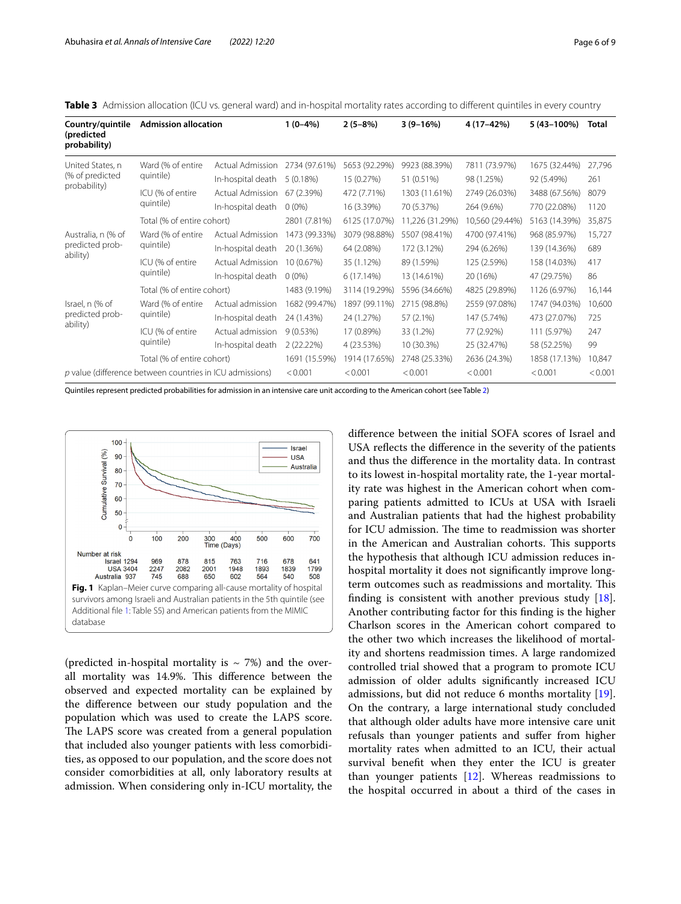**Table 3** Admission allocation (ICU vs. general ward) and in-hospital mortality rates according to different quintiles in every country

| Country/quintile (predicted probability) | Admission allocation | | 1 (0–4%) | 2 (5–8%) | 3 (9–16%) | 4 (17–42%) | 5 (43–100%) | Total |
|---|---|---|---|---|---|---|---|---|
| United States, n (% of predicted probability) | Ward (% of entire quintile) | Actual Admission | 2734 (97.61%) | 5653 (92.29%) | 9923 (88.39%) | 7811 (73.97%) | 1675 (32.44%) | 27,796 |
| | | In-hospital death | 5 (0.18%) | 15 (0.27%) | 51 (0.51%) | 98 (1.25%) | 92 (5.49%) | 261 |
| | ICU (% of entire quintile) | Actual Admission | 67 (2.39%) | 472 (7.71%) | 1303 (11.61%) | 2749 (26.03%) | 3488 (67.56%) | 8079 |
| | | In-hospital death | 0 (0%) | 16 (3.39%) | 70 (5.37%) | 264 (9.6%) | 770 (22.08%) | 1120 |
| | Total (% of entire cohort) | | 2801 (7.81%) | 6125 (17.07%) | 11,226 (31.29%) | 10,560 (29.44%) | 5163 (14.39%) | 35,875 |
| Australia, n (% of predicted probability) | Ward (% of entire quintile) | Actual Admission | 1473 (99.33%) | 3079 (98.88%) | 5507 (98.41%) | 4700 (97.41%) | 968 (85.97%) | 15,727 |
| | | In-hospital death | 20 (1.36%) | 64 (2.08%) | 172 (3.12%) | 294 (6.26%) | 139 (14.36%) | 689 |
| | ICU (% of entire quintile) | Actual Admission | 10 (0.67%) | 35 (1.12%) | 89 (1.59%) | 125 (2.59%) | 158 (14.03%) | 417 |
| | | In-hospital death | 0 (0%) | 6 (17.14%) | 13 (14.61%) | 20 (16%) | 47 (29.75%) | 86 |
| | Total (% of entire cohort) | | 1483 (9.19%) | 3114 (19.29%) | 5596 (34.66%) | 4825 (29.89%) | 1126 (6.97%) | 16,144 |
| Israel, n (% of predicted probability) | Ward (% of entire quintile) | Actual admission | 1682 (99.47%) | 1897 (99.11%) | 2715 (98.8%) | 2559 (97.08%) | 1747 (94.03%) | 10,600 |
| | | In-hospital death | 24 (1.43%) | 24 (1.27%) | 57 (2.1%) | 147 (5.74%) | 473 (27.07%) | 725 |
| | ICU (% of entire quintile) | Actual admission | 9 (0.53%) | 17 (0.89%) | 33 (1.2%) | 77 (2.92%) | 111 (5.97%) | 247 |
| | | In-hospital death | 2 (22.22%) | 4 (23.53%) | 10 (30.3%) | 25 (32.47%) | 58 (52.25%) | 99 |
| | Total (% of entire cohort) | | 1691 (15.59%) | 1914 (17.65%) | 2748 (25.33%) | 2636 (24.3%) | 1858 (17.13%) | 10,847 |
| *p* value (difference between countries in ICU admissions) | | | < 0.001 | < 0.001 | < 0.001 | < 0.001 | < 0.001 | < 0.001 |

Quintiles represent predicted probabilities for admission in an intensive care unit according to the American cohort (see Table 2)

**Fig. 1** Kaplan–Meier curve comparing all-cause mortality of hospital survivors among Israeli and Australian patients in the 5th quintile (see Additional file 1: Table S5) and American patients from the MIMIC database

(predicted in-hospital mortality is ~ 7%) and the overall mortality was 14.9%. This difference between the observed and expected mortality can be explained by the difference between our study population and the population which was used to create the LAPS score. The LAPS score was created from a general population that included also younger patients with less comorbidities, as opposed to our population, and the score does not consider comorbidities at all, only laboratory results at admission. When considering only in-ICU mortality, the difference between the initial SOFA scores of Israel and USA reflects the difference in the severity of the patients and thus the difference in the mortality data. In contrast to its lowest in-hospital mortality rate, the 1-year mortality rate was highest in the American cohort when comparing patients admitted to ICUs at USA with Israeli and Australian patients that had the highest probability for ICU admission. The time to readmission was shorter in the American and Australian cohorts. This supports the hypothesis that although ICU admission reduces in-hospital mortality it does not significantly improve long-term outcomes such as readmissions and mortality. This finding is consistent with another previous study [18]. Another contributing factor for this finding is the higher Charlson scores in the American cohort compared to the other two which increases the likelihood of mortality and shortens readmission times. A large randomized controlled trial showed that a program to promote ICU admission of older adults significantly increased ICU admissions, but did not reduce 6 months mortality [19]. On the contrary, a large international study concluded that although older adults have more intensive care unit refusals than younger patients and suffer from higher mortality rates when admitted to an ICU, their actual survival benefit when they enter the ICU is greater than younger patients [12]. Whereas readmissions to the hospital occurred in about a third of the cases in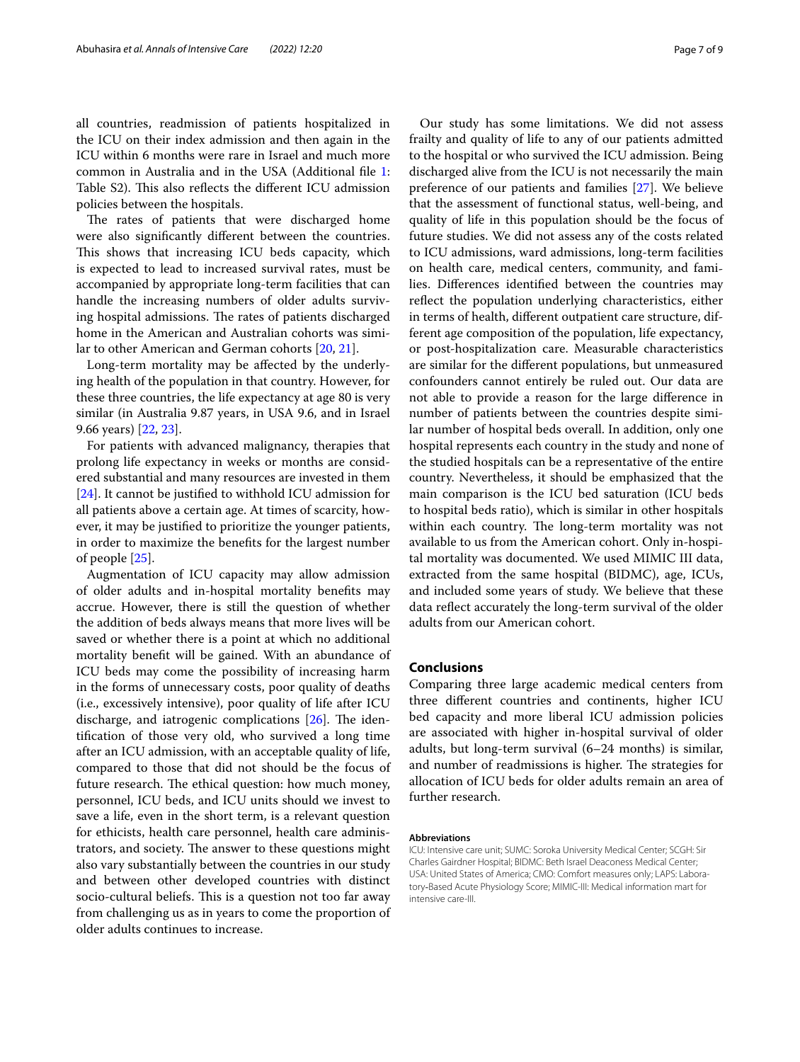all countries, readmission of patients hospitalized in the ICU on their index admission and then again in the ICU within 6 months were rare in Israel and much more common in Australia and in the USA (Additional file 1: Table S2). This also reflects the different ICU admission policies between the hospitals.

The rates of patients that were discharged home were also significantly different between the countries. This shows that increasing ICU beds capacity, which is expected to lead to increased survival rates, must be accompanied by appropriate long-term facilities that can handle the increasing numbers of older adults surviving hospital admissions. The rates of patients discharged home in the American and Australian cohorts was similar to other American and German cohorts [20, 21].

Long-term mortality may be affected by the underlying health of the population in that country. However, for these three countries, the life expectancy at age 80 is very similar (in Australia 9.87 years, in USA 9.6, and in Israel 9.66 years) [22, 23].

For patients with advanced malignancy, therapies that prolong life expectancy in weeks or months are considered substantial and many resources are invested in them [24]. It cannot be justified to withhold ICU admission for all patients above a certain age. At times of scarcity, however, it may be justified to prioritize the younger patients, in order to maximize the benefits for the largest number of people [25].

Augmentation of ICU capacity may allow admission of older adults and in-hospital mortality benefits may accrue. However, there is still the question of whether the addition of beds always means that more lives will be saved or whether there is a point at which no additional mortality benefit will be gained. With an abundance of ICU beds may come the possibility of increasing harm in the forms of unnecessary costs, poor quality of deaths (i.e., excessively intensive), poor quality of life after ICU discharge, and iatrogenic complications [26]. The identification of those very old, who survived a long time after an ICU admission, with an acceptable quality of life, compared to those that did not should be the focus of future research. The ethical question: how much money, personnel, ICU beds, and ICU units should we invest to save a life, even in the short term, is a relevant question for ethicists, health care personnel, health care administrators, and society. The answer to these questions might also vary substantially between the countries in our study and between other developed countries with distinct socio-cultural beliefs. This is a question not too far away from challenging us as in years to come the proportion of older adults continues to increase.

Our study has some limitations. We did not assess frailty and quality of life to any of our patients admitted to the hospital or who survived the ICU admission. Being discharged alive from the ICU is not necessarily the main preference of our patients and families [27]. We believe that the assessment of functional status, well-being, and quality of life in this population should be the focus of future studies. We did not assess any of the costs related to ICU admissions, ward admissions, long-term facilities on health care, medical centers, community, and families. Differences identified between the countries may reflect the population underlying characteristics, either in terms of health, different outpatient care structure, different age composition of the population, life expectancy, or post-hospitalization care. Measurable characteristics are similar for the different populations, but unmeasured confounders cannot entirely be ruled out. Our data are not able to provide a reason for the large difference in number of patients between the countries despite similar number of hospital beds overall. In addition, only one hospital represents each country in the study and none of the studied hospitals can be a representative of the entire country. Nevertheless, it should be emphasized that the main comparison is the ICU bed saturation (ICU beds to hospital beds ratio), which is similar in other hospitals within each country. The long-term mortality was not available to us from the American cohort. Only in-hospital mortality was documented. We used MIMIC III data, extracted from the same hospital (BIDMC), age, ICUs, and included some years of study. We believe that these data reflect accurately the long-term survival of the older adults from our American cohort.

## Conclusions

Comparing three large academic medical centers from three different countries and continents, higher ICU bed capacity and more liberal ICU admission policies are associated with higher in-hospital survival of older adults, but long-term survival (6–24 months) is similar, and number of readmissions is higher. The strategies for allocation of ICU beds for older adults remain an area of further research.

#### Abbreviations

ICU: Intensive care unit; SUMC: Soroka University Medical Center; SCGH: Sir Charles Gairdner Hospital; BIDMC: Beth Israel Deaconess Medical Center; USA: United States of America; CMO: Comfort measures only; LAPS: Laboratory-Based Acute Physiology Score; MIMIC-III: Medical information mart for intensive care-III.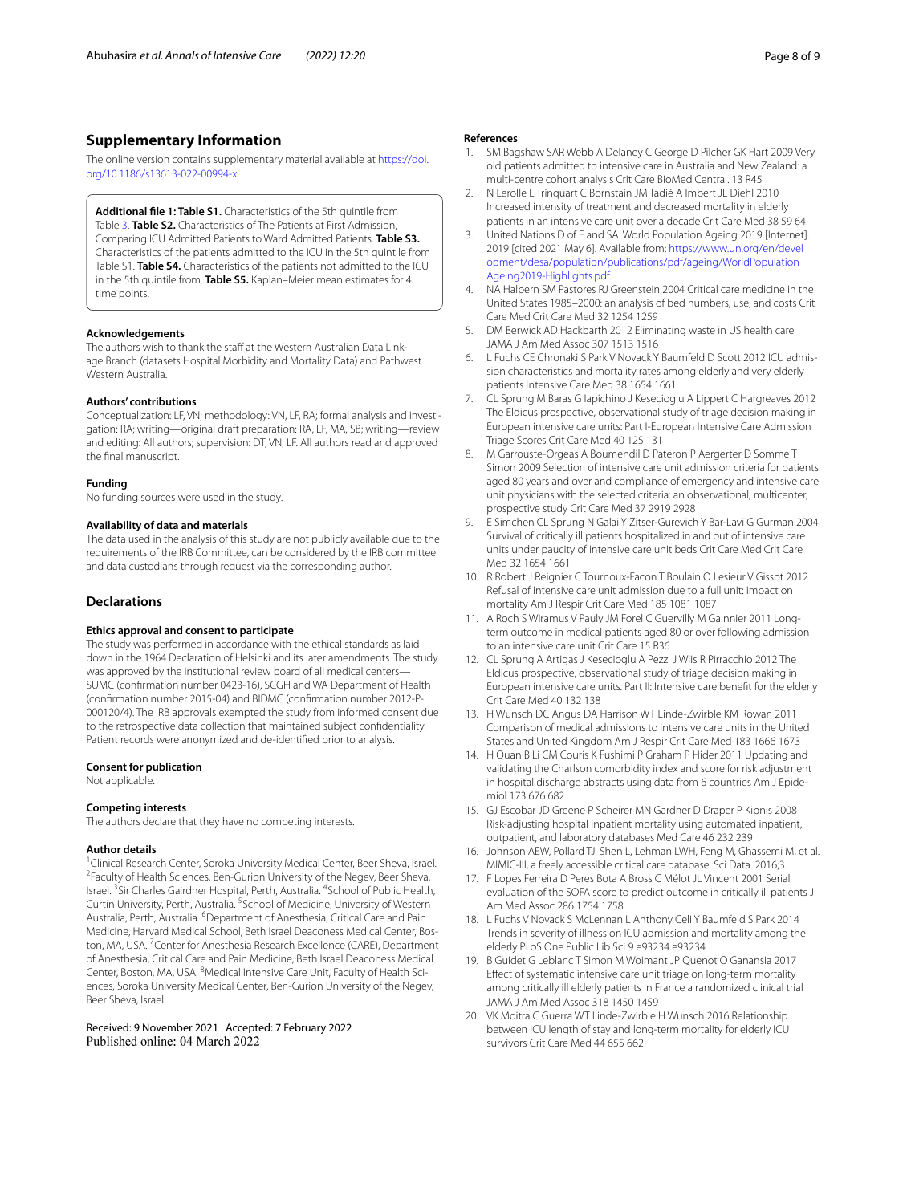## Supplementary Information

The online version contains supplementary material available at https://doi.org/10.1186/s13613-022-00994-x.

> **Additional file 1: Table S1.** Characteristics of the 5th quintile from Table 3. **Table S2.** Characteristics of The Patients at First Admission, Comparing ICU Admitted Patients to Ward Admitted Patients. **Table S3.** Characteristics of the patients admitted to the ICU in the 5th quintile from Table S1. **Table S4.** Characteristics of the patients not admitted to the ICU in the 5th quintile from. **Table S5.** Kaplan–Meier mean estimates for 4 time points.

### Acknowledgements

The authors wish to thank the staff at the Western Australian Data Linkage Branch (datasets Hospital Morbidity and Mortality Data) and Pathwest Western Australia.

### Authors' contributions

Conceptualization: LF, VN; methodology: VN, LF, RA; formal analysis and investigation: RA; writing—original draft preparation: RA, LF, MA, SB; writing—review and editing: All authors; supervision: DT, VN, LF. All authors read and approved the final manuscript.

### Funding

No funding sources were used in the study.

### Availability of data and materials

The data used in the analysis of this study are not publicly available due to the requirements of the IRB Committee, can be considered by the IRB committee and data custodians through request via the corresponding author.

## Declarations

### Ethics approval and consent to participate

The study was performed in accordance with the ethical standards as laid down in the 1964 Declaration of Helsinki and its later amendments. The study was approved by the institutional review board of all medical centers—SUMC (confirmation number 0423-16), SCGH and WA Department of Health (confirmation number 2015-04) and BIDMC (confirmation number 2012-P-000120/4). The IRB approvals exempted the study from informed consent due to the retrospective data collection that maintained subject confidentiality. Patient records were anonymized and de-identified prior to analysis.

### Consent for publication

Not applicable.

### Competing interests

The authors declare that they have no competing interests.

### Author details

[1]Clinical Research Center, Soroka University Medical Center, Beer Sheva, Israel. [2]Faculty of Health Sciences, Ben-Gurion University of the Negev, Beer Sheva, Israel. [3]Sir Charles Gairdner Hospital, Perth, Australia. [4]School of Public Health, Curtin University, Perth, Australia. [5]School of Medicine, University of Western Australia, Perth, Australia. [6]Department of Anesthesia, Critical Care and Pain Medicine, Harvard Medical School, Beth Israel Deaconess Medical Center, Boston, MA, USA. [7]Center for Anesthesia Research Excellence (CARE), Department of Anesthesia, Critical Care and Pain Medicine, Beth Israel Deaconess Medical Center, Boston, MA, USA. [8]Medical Intensive Care Unit, Faculty of Health Sciences, Soroka University Medical Center, Ben-Gurion University of the Negev, Beer Sheva, Israel.

Received: 9 November 2021 Accepted: 7 February 2022
Published online: 04 March 2022

### References

1. SM Bagshaw SAR Webb A Delaney C George D Pilcher GK Hart 2009 Very old patients admitted to intensive care in Australia and New Zealand: a multi-centre cohort analysis Crit Care BioMed Central. 13 R45
2. N Lerolle L Trinquart C Bornstain JM Tadié A Imbert JL Diehl 2010 Increased intensity of treatment and decreased mortality in elderly patients in an intensive care unit over a decade Crit Care Med 38 59 64
3. United Nations D of E and SA. World Population Ageing 2019 [Internet]. 2019 [cited 2021 May 6]. Available from: https://www.un.org/en/development/desa/population/publications/pdf/ageing/WorldPopulationAgeing2019-Highlights.pdf.
4. NA Halpern SM Pastores RJ Greenstein 2004 Critical care medicine in the United States 1985–2000: an analysis of bed numbers, use, and costs Crit Care Med Crit Care Med 32 1254 1259
5. DM Berwick AD Hackbarth 2012 Eliminating waste in US health care JAMA J Am Med Assoc 307 1513 1516
6. L Fuchs CE Chronaki S Park V Novack Y Baumfeld D Scott 2012 ICU admission characteristics and mortality rates among elderly and very elderly patients Intensive Care Med 38 1654 1661
7. CL Sprung M Baras G Iapichino J Kesecioglu A Lippert C Hargreaves 2012 The Eldicus prospective, observational study of triage decision making in European intensive care units: Part I-European Intensive Care Admission Triage Scores Crit Care Med 40 125 131
8. M Garrouste-Orgeas A Boumendil D Pateron P Aergerter D Somme T Simon 2009 Selection of intensive care unit admission criteria for patients aged 80 years and over and compliance of emergency and intensive care unit physicians with the selected criteria: an observational, multicenter, prospective study Crit Care Med 37 2919 2928
9. E Simchen CL Sprung N Galai Y Zitser-Gurevich Y Bar-Lavi G Gurman 2004 Survival of critically ill patients hospitalized in and out of intensive care units under paucity of intensive care unit beds Crit Care Med Crit Care Med 32 1654 1661
10. R Robert J Reignier C Tournoux-Facon T Boulain O Lesieur V Gissot 2012 Refusal of intensive care unit admission due to a full unit: impact on mortality Am J Respir Crit Care Med 185 1081 1087
11. A Roch S Wiramus V Pauly JM Forel C Guervilly M Gainnier 2011 Long-term outcome in medical patients aged 80 or over following admission to an intensive care unit Crit Care 15 R36
12. CL Sprung A Artigas J Kesecioglu A Pezzi J Wiis R Pirracchio 2012 The Eldicus prospective, observational study of triage decision making in European intensive care units. Part II: Intensive care benefit for the elderly Crit Care Med 40 132 138
13. H Wunsch DC Angus DA Harrison WT Linde-Zwirble KM Rowan 2011 Comparison of medical admissions to intensive care units in the United States and United Kingdom Am J Respir Crit Care Med 183 1666 1673
14. H Quan B Li CM Couris K Fushimi P Graham P Hider 2011 Updating and validating the Charlson comorbidity index and score for risk adjustment in hospital discharge abstracts using data from 6 countries Am J Epidemiol 173 676 682
15. GJ Escobar JD Greene P Scheirer MN Gardner D Draper P Kipnis 2008 Risk-adjusting hospital inpatient mortality using automated inpatient, outpatient, and laboratory databases Med Care 46 232 239
16. Johnson AEW, Pollard TJ, Shen L, Lehman LWH, Feng M, Ghassemi M, et al. MIMIC-III, a freely accessible critical care database. Sci Data. 2016;3.
17. F Lopes Ferreira D Peres Bota A Bross C Mélot JL Vincent 2001 Serial evaluation of the SOFA score to predict outcome in critically ill patients J Am Med Assoc 286 1754 1758
18. L Fuchs V Novack S McLennan L Anthony Celi Y Baumfeld S Park 2014 Trends in severity of illness on ICU admission and mortality among the elderly PLoS One Public Lib Sci 9 e93234 e93234
19. B Guidet G Leblanc T Simon M Woimant JP Quenot O Ganansia 2017 Effect of systematic intensive care unit triage on long-term mortality among critically ill elderly patients in France a randomized clinical trial JAMA J Am Med Assoc 318 1450 1459
20. VK Moitra C Guerra WT Linde-Zwirble H Wunsch 2016 Relationship between ICU length of stay and long-term mortality for elderly ICU survivors Crit Care Med 44 655 662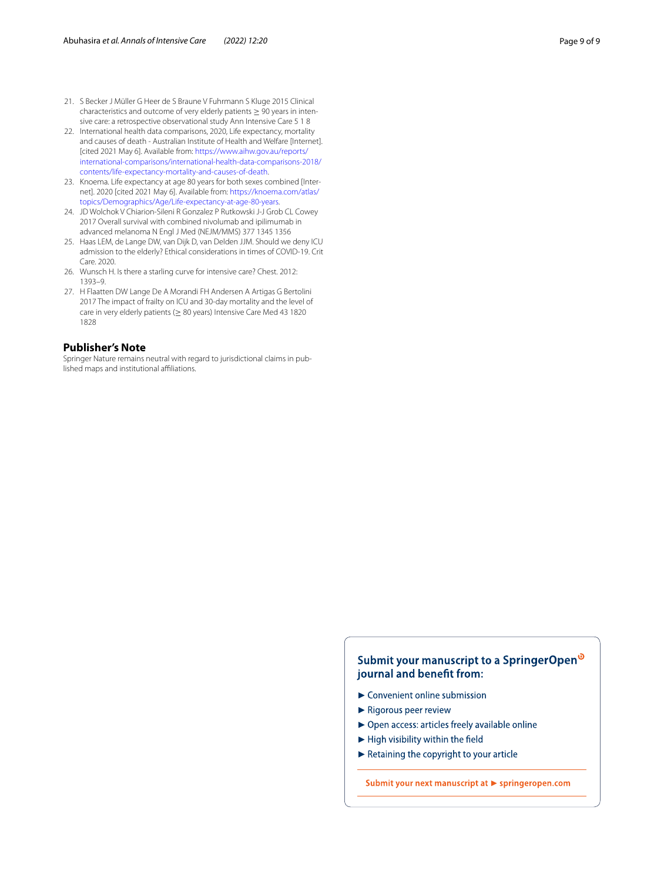21. S Becker J Müller G Heer de S Braune V Fuhrmann S Kluge 2015 Clinical characteristics and outcome of very elderly patients ≥ 90 years in intensive care: a retrospective observational study Ann Intensive Care 5 1 8
22. International health data comparisons, 2020, Life expectancy, mortality and causes of death - Australian Institute of Health and Welfare [Internet]. [cited 2021 May 6]. Available from: https://www.aihw.gov.au/reports/international-comparisons/international-health-data-comparisons-2018/contents/life-expectancy-mortality-and-causes-of-death.
23. Knoema. Life expectancy at age 80 years for both sexes combined [Internet]. 2020 [cited 2021 May 6]. Available from: https://knoema.com/atlas/topics/Demographics/Age/Life-expectancy-at-age-80-years.
24. JD Wolchok V Chiarion-Sileni R Gonzalez P Rutkowski J-J Grob CL Cowey 2017 Overall survival with combined nivolumab and ipilimumab in advanced melanoma N Engl J Med (NEJM/MMS) 377 1345 1356
25. Haas LEM, de Lange DW, van Dijk D, van Delden JJM. Should we deny ICU admission to the elderly? Ethical considerations in times of COVID-19. Crit Care. 2020.
26. Wunsch H. Is there a starling curve for intensive care? Chest. 2012: 1393–9.
27. H Flaatten DW Lange De A Morandi FH Andersen A Artigas G Bertolini 2017 The impact of frailty on ICU and 30-day mortality and the level of care in very elderly patients (≥ 80 years) Intensive Care Med 43 1820 1828

## Publisher's Note

Springer Nature remains neutral with regard to jurisdictional claims in published maps and institutional affiliations.

**Submit your manuscript to a SpringerOpen journal and benefit from:**

- ► Convenient online submission
- ► Rigorous peer review
- ► Open access: articles freely available online
- ► High visibility within the field
- ► Retaining the copyright to your article

**Submit your next manuscript at ► springeropen.com**